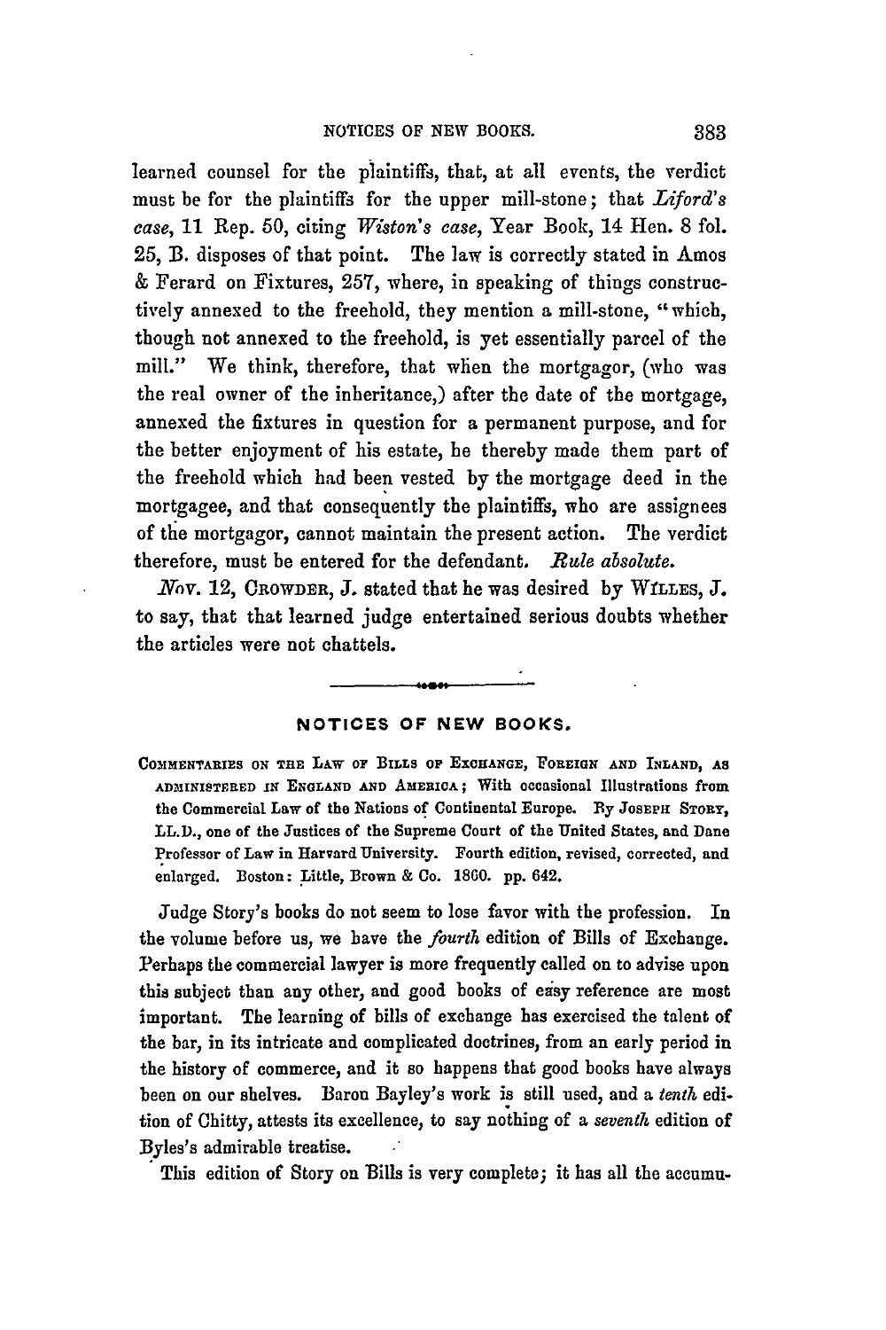learned counsel for the plaintiffs, that, at all events, the verdict must be for the plaintiffs for the upper mill-stone; that *Liford's case*, 11 Rep. 50, citing *Wiston's case*, Year Book, 14 Hen. 8 fol. 25, B. disposes of that point. The law is correctly stated in Amos & Ferard on Fixtures, 257, where, in speaking of things constructively annexed to the freehold, they mention a mill-stone, "which, though not annexed to the freehold, is yet essentially parcel of the mill." We think, therefore, that when the mortgagor, (who was the real owner of the inheritance,) after the date of the mortgage, annexed the fixtures in question for a permanent purpose, and for the better enjoyment of his estate, he thereby made them part of the freehold which had been vested by the mortgage deed in the mortgagee, and that consequently the plaintiffs, who are assignees of the mortgagor, cannot maintain the present action. The verdict therefore, must be entered for the defendant. *Rule absolute.*

*Nov.* 12, CROWDER, J. stated that he was desired by WILLES, J. to say, that that learned judge entertained serious doubts whether the articles were not chattels.

---

## NOTICES OF NEW BOOKS.

COMMENTARIES ON THE LAW OF BILLS OF EXCHANGE, FOREIGN AND INLAND, AS ADMINISTERED IN ENGLAND AND AMERICA; With occasional Illustrations from the Commercial Law of the Nations of Continental Europe. By JOSEPH STORY, LL.D., one of the Justices of the Supreme Court of the United States, and Dane Professor of Law in Harvard University. Fourth edition, revised, corrected, and enlarged. Boston: Little, Brown & Co. 1860. pp. 642.

Judge Story's books do not seem to lose favor with the profession. In the volume before us, we have the *fourth* edition of Bills of Exchange. Perhaps the commercial lawyer is more frequently called on to advise upon this subject than any other, and good books of easy reference are most important. The learning of bills of exchange has exercised the talent of the bar, in its intricate and complicated doctrines, from an early period in the history of commerce, and it so happens that good books have always been on our shelves. Baron Bayley's work is still used, and a *tenth* edition of Chitty, attests its excellence, to say nothing of a *seventh* edition of Byles's admirable treatise.

This edition of Story on Bills is very complete; it has all the accumu-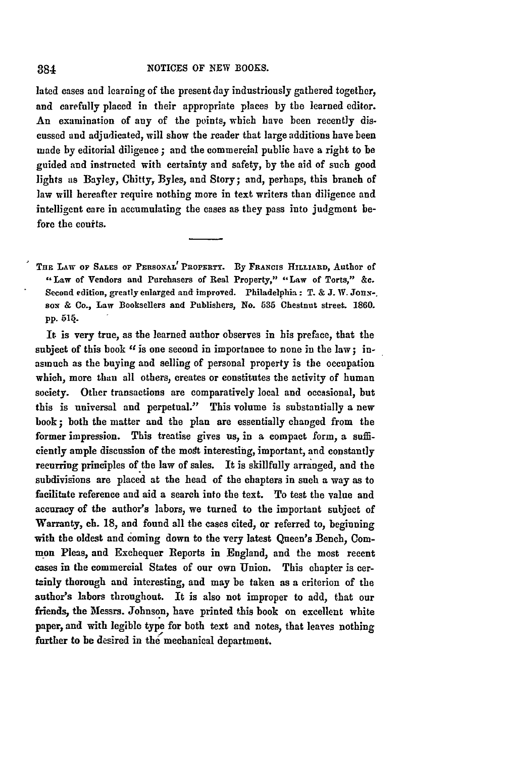lated cases and learning of the present day industriously gathered together, and carefully placed in their appropriate places by the learned editor. An examination of any of the points, which have been recently discussed and adjudicated, will show the reader that large additions have been made by editorial diligence; and the commercial public have a right to be guided and instructed with certainty and safety, by the aid of such good lights as Bayley, Chitty, Byles, and Story; and, perhaps, this branch of law will hereafter require nothing more in text writers than diligence and intelligent care in accumulating the cases as they pass into judgment before the courts.

---

THE LAW OF SALES OF PERSONAL PROPERTY. By FRANCIS HILLIARD, Author of "Law of Vendors and Purchasers of Real Property," "Law of Torts," &c. Second edition, greatly enlarged and improved. Philadelphia: T. & J. W. JOHNSON & Co., Law Booksellers and Publishers, No. 535 Chestnut street. 1860. pp. 515.

It is very true, as the learned author observes in his preface, that the subject of this book "is one second in importance to none in the law; inasmuch as the buying and selling of personal property is the occupation which, more than all others, creates or constitutes the activity of human society. Other transactions are comparatively local and occasional, but this is universal and perpetual." This volume is substantially a new book; both the matter and the plan are essentially changed from the former impression. This treatise gives us, in a compact form, a sufficiently ample discussion of the most interesting, important, and constantly recurring principles of the law of sales. It is skillfully arranged, and the subdivisions are placed at the head of the chapters in such a way as to facilitate reference and aid a search into the text. To test the value and accuracy of the author's labors, we turned to the important subject of Warranty, ch. 18, and found all the cases cited, or referred to, beginning with the oldest and coming down to the very latest Queen's Bench, Common Pleas, and Exchequer Reports in England, and the most recent cases in the commercial States of our own Union. This chapter is certainly thorough and interesting, and may be taken as a criterion of the author's labors throughout. It is also not improper to add, that our friends, the Messrs. Johnson, have printed this book on excellent white paper, and with legible type for both text and notes, that leaves nothing further to be desired in the mechanical department.